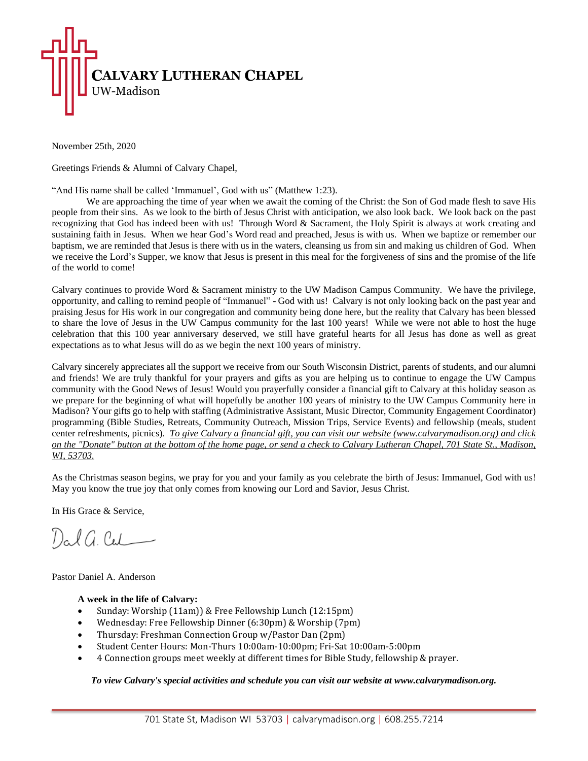# CALVARY LUTHERAN CHAPEL

UW-Madison

November 25th, 2020

Greetings Friends & Alumni of Calvary Chapel,

"And His name shall be called 'Immanuel', God with us" (Matthew 1:23).

We are approaching the time of year when we await the coming of the Christ: the Son of God made flesh to save His people from their sins. As we look to the birth of Jesus Christ with anticipation, we also look back. We look back on the past recognizing that God has indeed been with us! Through Word & Sacrament, the Holy Spirit is always at work creating and sustaining faith in Jesus. When we hear God's Word read and preached, Jesus is with us. When we baptize or remember our baptism, we are reminded that Jesus is there with us in the waters, cleansing us from sin and making us children of God. When we receive the Lord's Supper, we know that Jesus is present in this meal for the forgiveness of sins and the promise of the life of the world to come!

Calvary continues to provide Word & Sacrament ministry to the UW Madison Campus Community. We have the privilege, opportunity, and calling to remind people of "Immanuel" - God with us! Calvary is not only looking back on the past year and praising Jesus for His work in our congregation and community being done here, but the reality that Calvary has been blessed to share the love of Jesus in the UW Campus community for the last 100 years! While we were not able to host the huge celebration that this 100 year anniversary deserved, we still have grateful hearts for all Jesus has done as well as great expectations as to what Jesus will do as we begin the next 100 years of ministry.

Calvary sincerely appreciates all the support we receive from our South Wisconsin District, parents of students, and our alumni and friends! We are truly thankful for your prayers and gifts as you are helping us to continue to engage the UW Campus community with the Good News of Jesus! Would you prayerfully consider a financial gift to Calvary at this holiday season as we prepare for the beginning of what will hopefully be another 100 years of ministry to the UW Campus Community here in Madison? Your gifts go to help with staffing (Administrative Assistant, Music Director, Community Engagement Coordinator) programming (Bible Studies, Retreats, Community Outreach, Mission Trips, Service Events) and fellowship (meals, student center refreshments, picnics). *To give Calvary a financial gift, you can visit our website (www.calvarymadison.org) and click on the "Donate" button at the bottom of the home page, or send a check to Calvary Lutheran Chapel, 701 State St., Madison, WI, 53703.*

As the Christmas season begins, we pray for you and your family as you celebrate the birth of Jesus: Immanuel, God with us! May you know the true joy that only comes from knowing our Lord and Savior, Jesus Christ.

In His Grace & Service,

Dal A. Cal

Pastor Daniel A. Anderson

**A week in the life of Calvary:**

- Sunday: Worship (11am)) & Free Fellowship Lunch (12:15pm)
- Wednesday: Free Fellowship Dinner (6:30pm) & Worship (7pm)
- Thursday: Freshman Connection Group w/Pastor Dan (2pm)
- Student Center Hours: Mon-Thurs 10:00am-10:00pm; Fri-Sat 10:00am-5:00pm
- 4 Connection groups meet weekly at different times for Bible Study, fellowship & prayer.

***To view Calvary's special activities and schedule you can visit our website at www.calvarymadison.org.***

701 State St, Madison WI 53703 | calvarymadison.org | 608.255.7214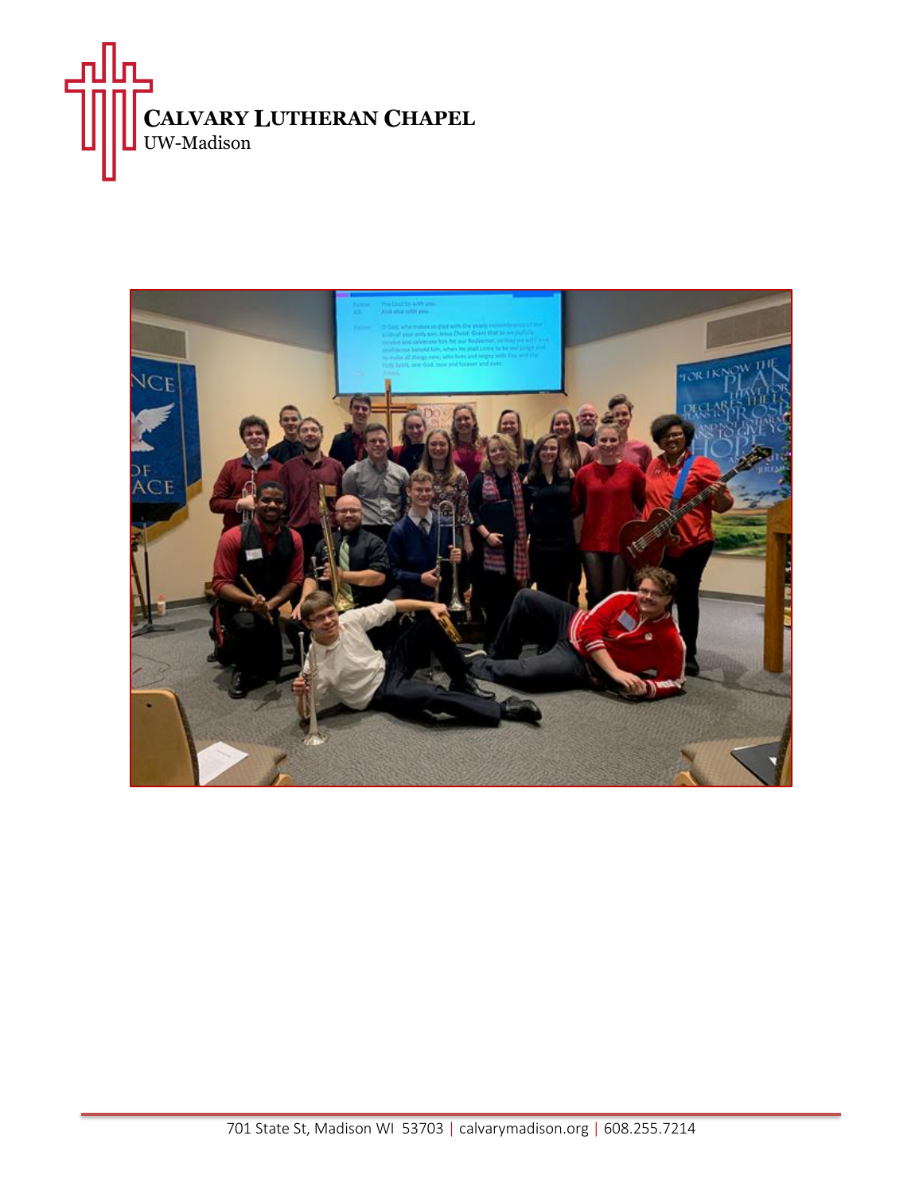**CALVARY LUTHERAN CHAPEL**
UW-Madison

701 State St, Madison WI 53703 | calvarymadison.org | 608.255.7214